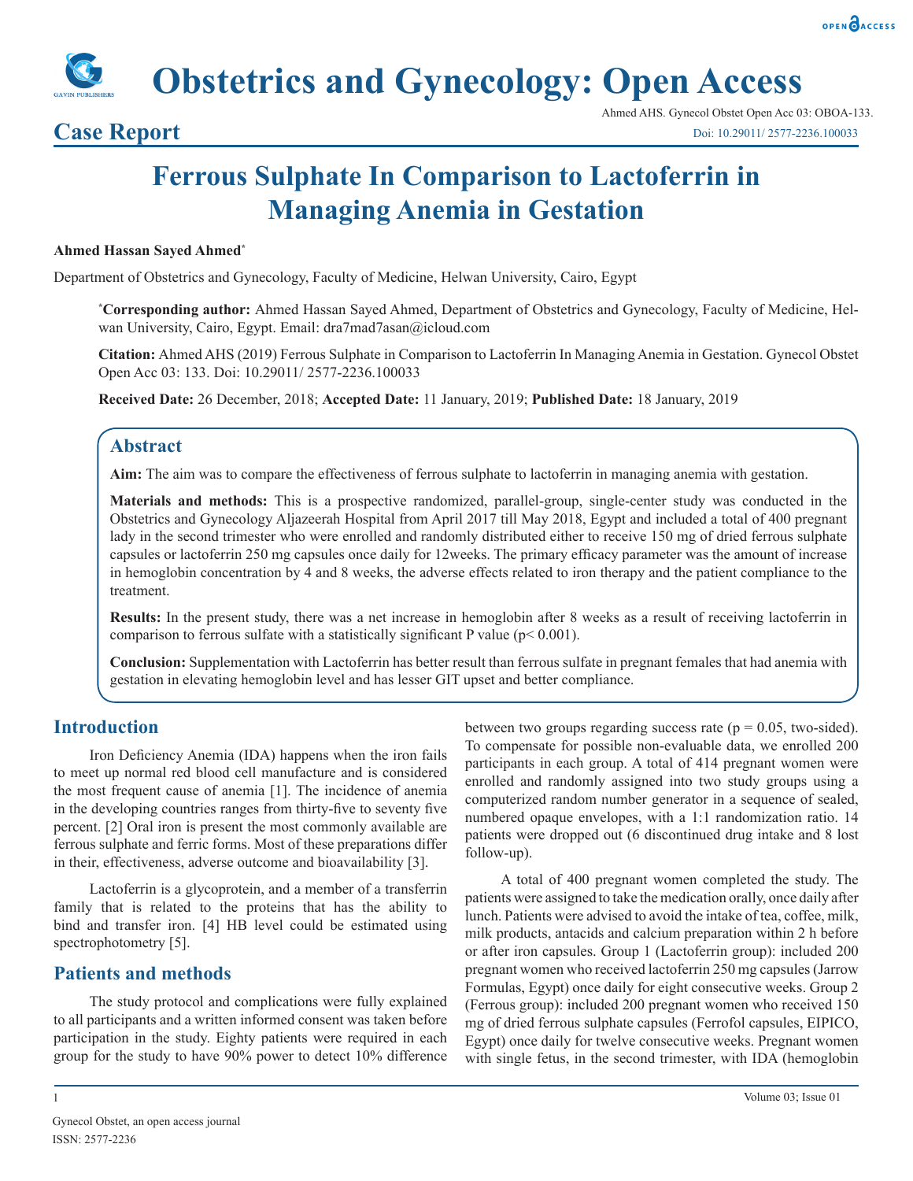# Obstetrics and Gynecology: Open Access

## Case Report

Ahmed AHS. Gynecol Obstet Open Acc 03: OBOA-133.
Doi: 10.29011/ 2577-2236.100033

# Ferrous Sulphate In Comparison to Lactoferrin in Managing Anemia in Gestation

**Ahmed Hassan Sayed Ahmed***

Department of Obstetrics and Gynecology, Faculty of Medicine, Helwan University, Cairo, Egypt

***Corresponding author:** Ahmed Hassan Sayed Ahmed, Department of Obstetrics and Gynecology, Faculty of Medicine, Helwan University, Cairo, Egypt. Email: dra7mad7asan@icloud.com

**Citation:** Ahmed AHS (2019) Ferrous Sulphate in Comparison to Lactoferrin In Managing Anemia in Gestation. Gynecol Obstet Open Acc 03: 133. Doi: 10.29011/ 2577-2236.100033

**Received Date:** 26 December, 2018; **Accepted Date:** 11 January, 2019; **Published Date:** 18 January, 2019

## Abstract

**Aim:** The aim was to compare the effectiveness of ferrous sulphate to lactoferrin in managing anemia with gestation.

**Materials and methods:** This is a prospective randomized, parallel-group, single-center study was conducted in the Obstetrics and Gynecology Aljazeerah Hospital from April 2017 till May 2018, Egypt and included a total of 400 pregnant lady in the second trimester who were enrolled and randomly distributed either to receive 150 mg of dried ferrous sulphate capsules or lactoferrin 250 mg capsules once daily for 12weeks. The primary efficacy parameter was the amount of increase in hemoglobin concentration by 4 and 8 weeks, the adverse effects related to iron therapy and the patient compliance to the treatment.

**Results:** In the present study, there was a net increase in hemoglobin after 8 weeks as a result of receiving lactoferrin in comparison to ferrous sulfate with a statistically significant P value ($p < 0.001$).

**Conclusion:** Supplementation with Lactoferrin has better result than ferrous sulfate in pregnant females that had anemia with gestation in elevating hemoglobin level and has lesser GIT upset and better compliance.

## Introduction

Iron Deficiency Anemia (IDA) happens when the iron fails to meet up normal red blood cell manufacture and is considered the most frequent cause of anemia [1]. The incidence of anemia in the developing countries ranges from thirty-five to seventy five percent. [2] Oral iron is present the most commonly available are ferrous sulphate and ferric forms. Most of these preparations differ in their, effectiveness, adverse outcome and bioavailability [3].

Lactoferrin is a glycoprotein, and a member of a transferrin family that is related to the proteins that has the ability to bind and transfer iron. [4] HB level could be estimated using spectrophotometry [5].

## Patients and methods

The study protocol and complications were fully explained to all participants and a written informed consent was taken before participation in the study. Eighty patients were required in each group for the study to have 90% power to detect 10% difference between two groups regarding success rate ($p = 0.05$, two-sided). To compensate for possible non-evaluable data, we enrolled 200 participants in each group. A total of 414 pregnant women were enrolled and randomly assigned into two study groups using a computerized random number generator in a sequence of sealed, numbered opaque envelopes, with a 1:1 randomization ratio. 14 patients were dropped out (6 discontinued drug intake and 8 lost follow-up).

A total of 400 pregnant women completed the study. The patients were assigned to take the medication orally, once daily after lunch. Patients were advised to avoid the intake of tea, coffee, milk, milk products, antacids and calcium preparation within 2 h before or after iron capsules. Group 1 (Lactoferrin group): included 200 pregnant women who received lactoferrin 250 mg capsules (Jarrow Formulas, Egypt) once daily for eight consecutive weeks. Group 2 (Ferrous group): included 200 pregnant women who received 150 mg of dried ferrous sulphate capsules (Ferrofol capsules, EIPICO, Egypt) once daily for twelve consecutive weeks. Pregnant women with single fetus, in the second trimester, with IDA (hemoglobin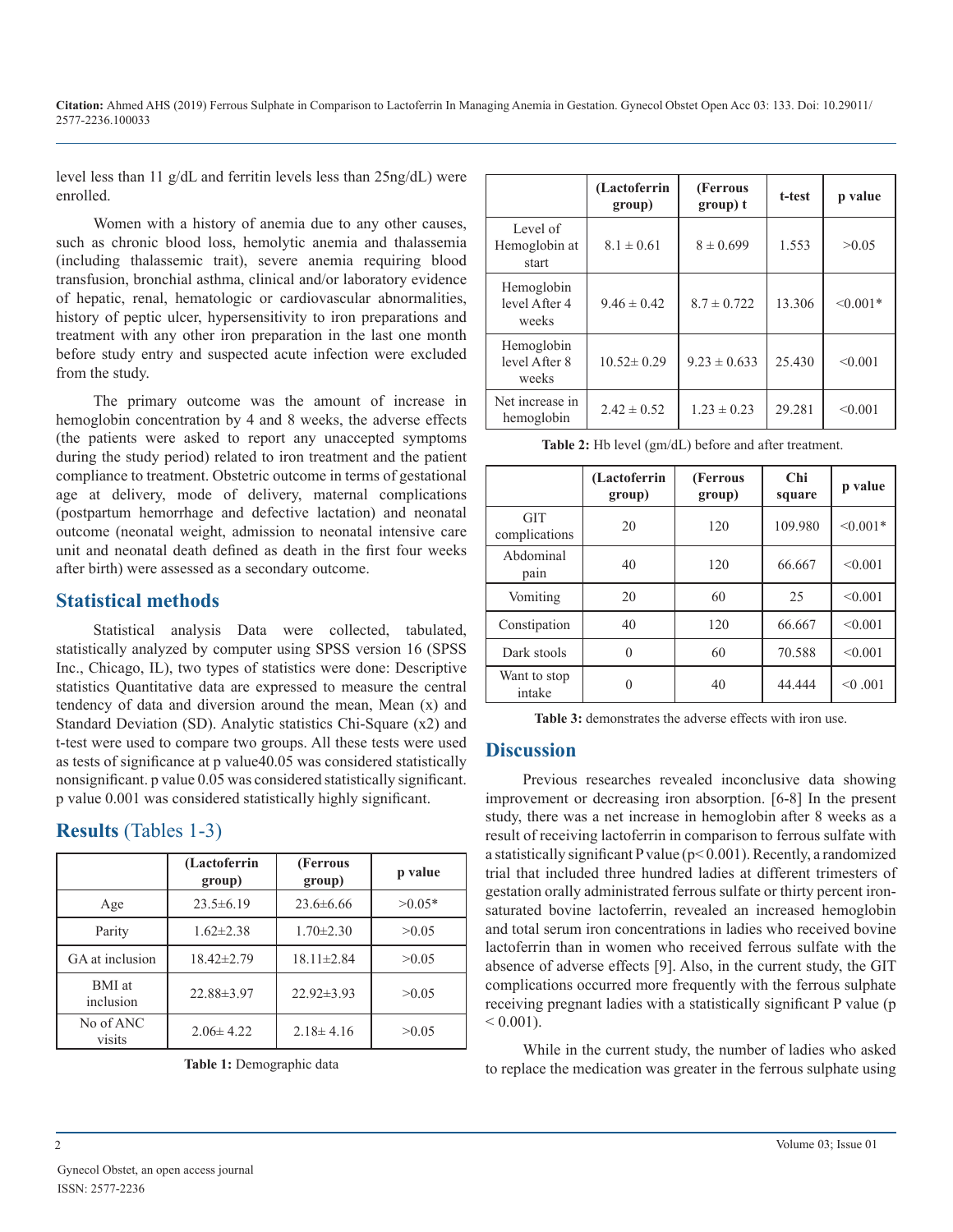level less than 11 g/dL and ferritin levels less than 25ng/dL) were enrolled.

Women with a history of anemia due to any other causes, such as chronic blood loss, hemolytic anemia and thalassemia (including thalassemic trait), severe anemia requiring blood transfusion, bronchial asthma, clinical and/or laboratory evidence of hepatic, renal, hematologic or cardiovascular abnormalities, history of peptic ulcer, hypersensitivity to iron preparations and treatment with any other iron preparation in the last one month before study entry and suspected acute infection were excluded from the study.

The primary outcome was the amount of increase in hemoglobin concentration by 4 and 8 weeks, the adverse effects (the patients were asked to report any unaccepted symptoms during the study period) related to iron treatment and the patient compliance to treatment. Obstetric outcome in terms of gestational age at delivery, mode of delivery, maternal complications (postpartum hemorrhage and defective lactation) and neonatal outcome (neonatal weight, admission to neonatal intensive care unit and neonatal death defined as death in the first four weeks after birth) were assessed as a secondary outcome.

## Statistical methods

Statistical analysis Data were collected, tabulated, statistically analyzed by computer using SPSS version 16 (SPSS Inc., Chicago, IL), two types of statistics were done: Descriptive statistics Quantitative data are expressed to measure the central tendency of data and diversion around the mean, Mean (x) and Standard Deviation (SD). Analytic statistics Chi-Square (x2) and t-test were used to compare two groups. All these tests were used as tests of significance at p value40.05 was considered statistically nonsignificant. p value 0.05 was considered statistically significant. p value 0.001 was considered statistically highly significant.

## Results (Tables 1-3)

| | (Lactoferrin group) | (Ferrous group) | p value |
|---|---|---|---|
| Age | 23.5±6.19 | 23.6±6.66 | >0.05* |
| Parity | 1.62±2.38 | 1.70±2.30 | >0.05 |
| GA at inclusion | 18.42±2.79 | 18.11±2.84 | >0.05 |
| BMI at inclusion | 22.88±3.97 | 22.92±3.93 | >0.05 |
| No of ANC visits | 2.06± 4.22 | 2.18± 4.16 | >0.05 |

**Table 1:** Demographic data

| | (Lactoferrin group) | (Ferrous group) t | t-test | p value |
|---|---|---|---|---|
| Level of Hemoglobin at start | 8.1 ± 0.61 | 8 ± 0.699 | 1.553 | >0.05 |
| Hemoglobin level After 4 weeks | 9.46 ± 0.42 | 8.7 ± 0.722 | 13.306 | <0.001* |
| Hemoglobin level After 8 weeks | 10.52± 0.29 | 9.23 ± 0.633 | 25.430 | <0.001 |
| Net increase in hemoglobin | 2.42 ± 0.52 | 1.23 ± 0.23 | 29.281 | <0.001 |

**Table 2:** Hb level (gm/dL) before and after treatment.

| | (Lactoferrin group) | (Ferrous group) | Chi square | p value |
|---|---|---|---|---|
| GIT complications | 20 | 120 | 109.980 | <0.001* |
| Abdominal pain | 40 | 120 | 66.667 | <0.001 |
| Vomiting | 20 | 60 | 25 | <0.001 |
| Constipation | 40 | 120 | 66.667 | <0.001 |
| Dark stools | 0 | 60 | 70.588 | <0.001 |
| Want to stop intake | 0 | 40 | 44.444 | <0 .001 |

**Table 3:** demonstrates the adverse effects with iron use.

## Discussion

Previous researches revealed inconclusive data showing improvement or decreasing iron absorption. [6-8] In the present study, there was a net increase in hemoglobin after 8 weeks as a result of receiving lactoferrin in comparison to ferrous sulfate with a statistically significant P value ($p < 0.001$). Recently, a randomized trial that included three hundred ladies at different trimesters of gestation orally administrated ferrous sulfate or thirty percent iron-saturated bovine lactoferrin, revealed an increased hemoglobin and total serum iron concentrations in ladies who received bovine lactoferrin than in women who received ferrous sulfate with the absence of adverse effects [9]. Also, in the current study, the GIT complications occurred more frequently with the ferrous sulphate receiving pregnant ladies with a statistically significant P value ($p < 0.001$).

While in the current study, the number of ladies who asked to replace the medication was greater in the ferrous sulphate using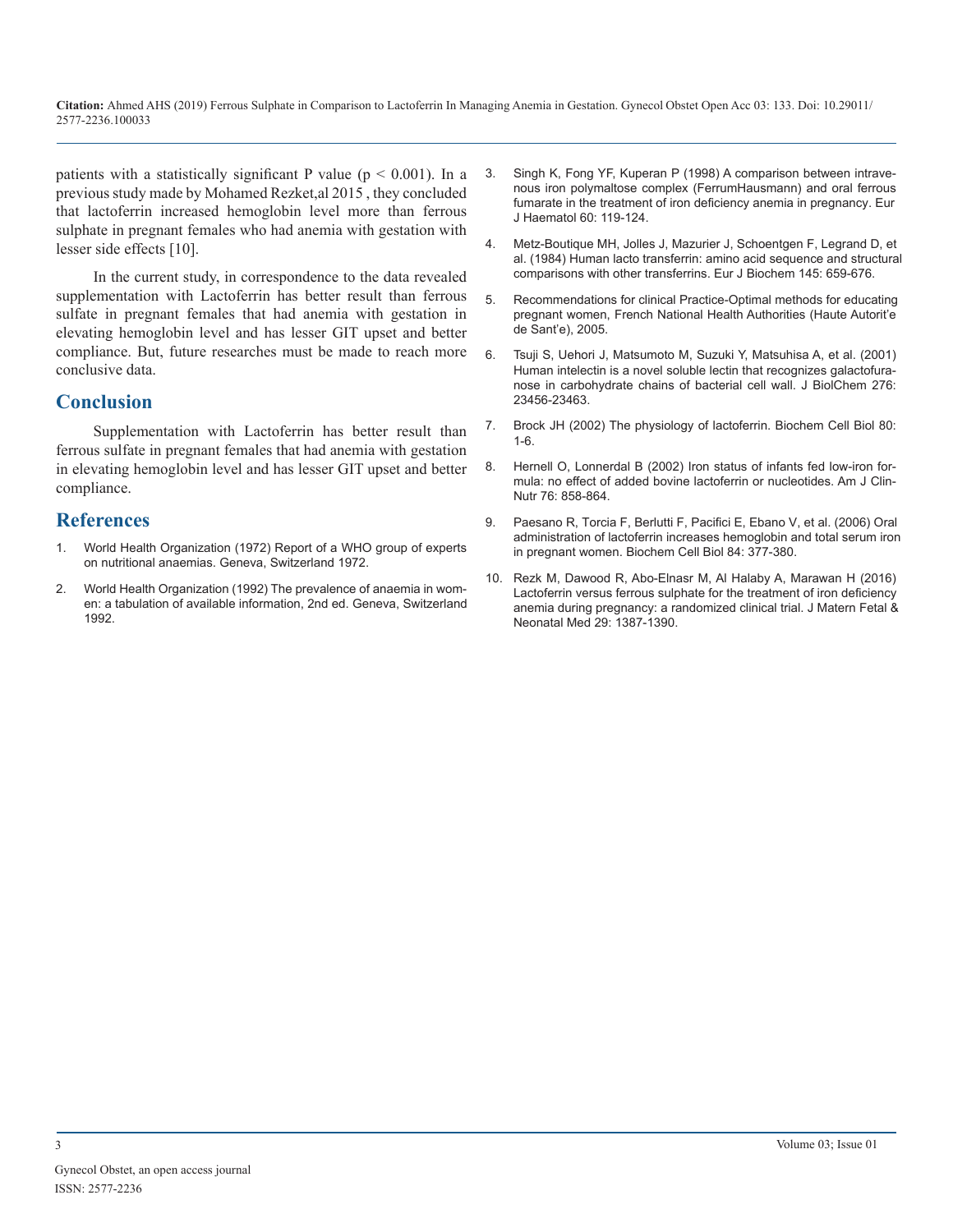patients with a statistically significant P value ($p < 0.001$). In a previous study made by Mohamed Rezket,al 2015 , they concluded that lactoferrin increased hemoglobin level more than ferrous sulphate in pregnant females who had anemia with gestation with lesser side effects [10].

In the current study, in correspondence to the data revealed supplementation with Lactoferrin has better result than ferrous sulfate in pregnant females that had anemia with gestation in elevating hemoglobin level and has lesser GIT upset and better compliance. But, future researches must be made to reach more conclusive data.

## Conclusion

Supplementation with Lactoferrin has better result than ferrous sulfate in pregnant females that had anemia with gestation in elevating hemoglobin level and has lesser GIT upset and better compliance.

## References

1. World Health Organization (1972) Report of a WHO group of experts on nutritional anaemias. Geneva, Switzerland 1972.
2. World Health Organization (1992) The prevalence of anaemia in women: a tabulation of available information, 2nd ed. Geneva, Switzerland 1992.
3. Singh K, Fong YF, Kuperan P (1998) A comparison between intravenous iron polymaltose complex (FerrumHausmann) and oral ferrous fumarate in the treatment of iron deficiency anemia in pregnancy. Eur J Haematol 60: 119-124.
4. Metz-Boutique MH, Jolles J, Mazurier J, Schoentgen F, Legrand D, et al. (1984) Human lacto transferrin: amino acid sequence and structural comparisons with other transferrins. Eur J Biochem 145: 659-676.
5. Recommendations for clinical Practice-Optimal methods for educating pregnant women, French National Health Authorities (Haute Autorit'e de Sant'e), 2005.
6. Tsuji S, Uehori J, Matsumoto M, Suzuki Y, Matsuhisa A, et al. (2001) Human intelectin is a novel soluble lectin that recognizes galactofuranose in carbohydrate chains of bacterial cell wall. J BiolChem 276: 23456-23463.
7. Brock JH (2002) The physiology of lactoferrin. Biochem Cell Biol 80: 1-6.
8. Hernell O, Lonnerdal B (2002) Iron status of infants fed low-iron formula: no effect of added bovine lactoferrin or nucleotides. Am J ClinNutr 76: 858-864.
9. Paesano R, Torcia F, Berlutti F, Pacifici E, Ebano V, et al. (2006) Oral administration of lactoferrin increases hemoglobin and total serum iron in pregnant women. Biochem Cell Biol 84: 377-380.
10. Rezk M, Dawood R, Abo-Elnasr M, Al Halaby A, Marawan H (2016) Lactoferrin versus ferrous sulphate for the treatment of iron deficiency anemia during pregnancy: a randomized clinical trial. J Matern Fetal & Neonatal Med 29: 1387-1390.